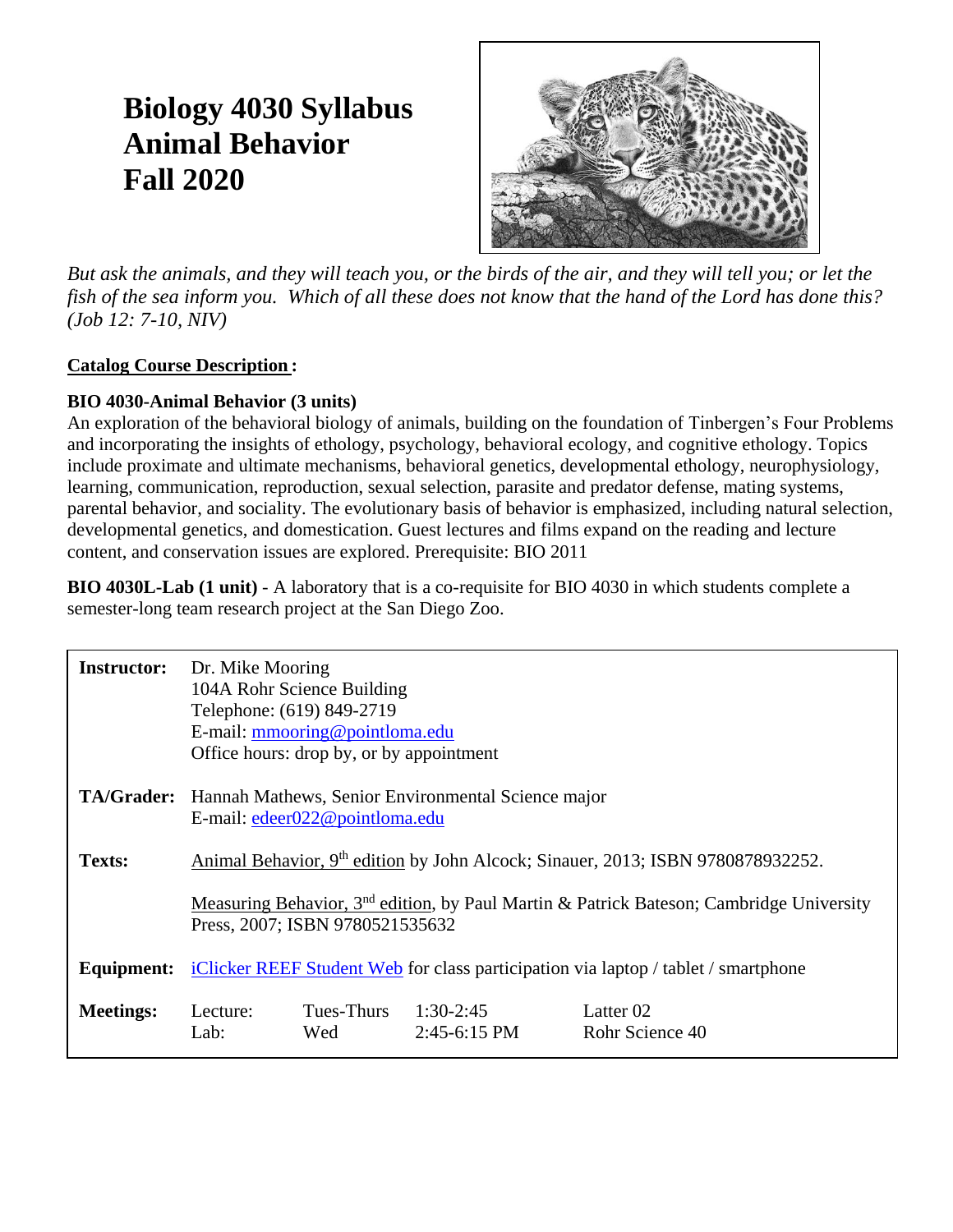# Biology 4030 Syllabus
# Animal Behavior
# Fall 2020

*But ask the animals, and they will teach you, or the birds of the air, and they will tell you; or let the fish of the sea inform you. Which of all these does not know that the hand of the Lord has done this? (Job 12: 7-10, NIV)*

**Catalog Course Description:**

**BIO 4030-Animal Behavior (3 units)**
An exploration of the behavioral biology of animals, building on the foundation of Tinbergen's Four Problems and incorporating the insights of ethology, psychology, behavioral ecology, and cognitive ethology. Topics include proximate and ultimate mechanisms, behavioral genetics, developmental ethology, neurophysiology, learning, communication, reproduction, sexual selection, parasite and predator defense, mating systems, parental behavior, and sociality. The evolutionary basis of behavior is emphasized, including natural selection, developmental genetics, and domestication. Guest lectures and films expand on the reading and lecture content, and conservation issues are explored. Prerequisite: BIO 2011

**BIO 4030L-Lab (1 unit)** - A laboratory that is a co-requisite for BIO 4030 in which students complete a semester-long team research project at the San Diego Zoo.

**Instructor:** Dr. Mike Mooring
104A Rohr Science Building
Telephone: (619) 849-2719
E-mail: mmooring@pointloma.edu
Office hours: drop by, or by appointment

**TA/Grader:** Hannah Mathews, Senior Environmental Science major
E-mail: edeer022@pointloma.edu

**Texts:** Animal Behavior, 9th edition by John Alcock; Sinauer, 2013; ISBN 9780878932252.

Measuring Behavior, 3nd edition, by Paul Martin & Patrick Bateson; Cambridge University Press, 2007; ISBN 9780521535632

**Equipment:** iClicker REEF Student Web for class participation via laptop / tablet / smartphone

**Meetings:**

| | | | |
|---|---|---|---|
| Lecture: | Tues-Thurs | 1:30-2:45 | Latter 02 |
| Lab: | Wed | 2:45-6:15 PM | Rohr Science 40 |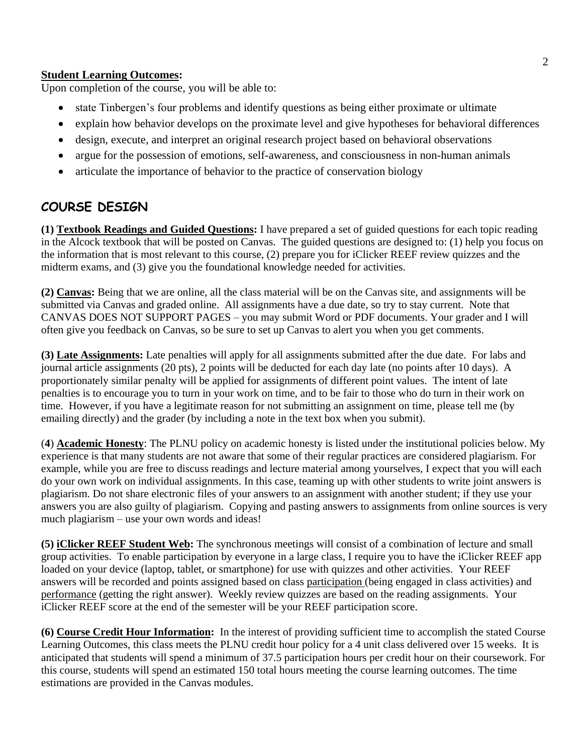**Student Learning Outcomes:**

Upon completion of the course, you will be able to:

- state Tinbergen's four problems and identify questions as being either proximate or ultimate
- explain how behavior develops on the proximate level and give hypotheses for behavioral differences
- design, execute, and interpret an original research project based on behavioral observations
- argue for the possession of emotions, self-awareness, and consciousness in non-human animals
- articulate the importance of behavior to the practice of conservation biology

## COURSE DESIGN

**(1) Textbook Readings and Guided Questions:** I have prepared a set of guided questions for each topic reading in the Alcock textbook that will be posted on Canvas. The guided questions are designed to: (1) help you focus on the information that is most relevant to this course, (2) prepare you for iClicker REEF review quizzes and the midterm exams, and (3) give you the foundational knowledge needed for activities.

**(2) Canvas:** Being that we are online, all the class material will be on the Canvas site, and assignments will be submitted via Canvas and graded online. All assignments have a due date, so try to stay current. Note that CANVAS DOES NOT SUPPORT PAGES – you may submit Word or PDF documents. Your grader and I will often give you feedback on Canvas, so be sure to set up Canvas to alert you when you get comments.

**(3) Late Assignments:** Late penalties will apply for all assignments submitted after the due date. For labs and journal article assignments (20 pts), 2 points will be deducted for each day late (no points after 10 days). A proportionately similar penalty will be applied for assignments of different point values. The intent of late penalties is to encourage you to turn in your work on time, and to be fair to those who do turn in their work on time. However, if you have a legitimate reason for not submitting an assignment on time, please tell me (by emailing directly) and the grader (by including a note in the text box when you submit).

**(4) Academic Honesty**: The PLNU policy on academic honesty is listed under the institutional policies below. My experience is that many students are not aware that some of their regular practices are considered plagiarism. For example, while you are free to discuss readings and lecture material among yourselves, I expect that you will each do your own work on individual assignments. In this case, teaming up with other students to write joint answers is plagiarism. Do not share electronic files of your answers to an assignment with another student; if they use your answers you are also guilty of plagiarism. Copying and pasting answers to assignments from online sources is very much plagiarism – use your own words and ideas!

**(5) iClicker REEF Student Web:** The synchronous meetings will consist of a combination of lecture and small group activities. To enable participation by everyone in a large class, I require you to have the iClicker REEF app loaded on your device (laptop, tablet, or smartphone) for use with quizzes and other activities. Your REEF answers will be recorded and points assigned based on class participation (being engaged in class activities) and performance (getting the right answer). Weekly review quizzes are based on the reading assignments. Your iClicker REEF score at the end of the semester will be your REEF participation score.

**(6) Course Credit Hour Information:** In the interest of providing sufficient time to accomplish the stated Course Learning Outcomes, this class meets the PLNU credit hour policy for a 4 unit class delivered over 15 weeks. It is anticipated that students will spend a minimum of 37.5 participation hours per credit hour on their coursework. For this course, students will spend an estimated 150 total hours meeting the course learning outcomes. The time estimations are provided in the Canvas modules.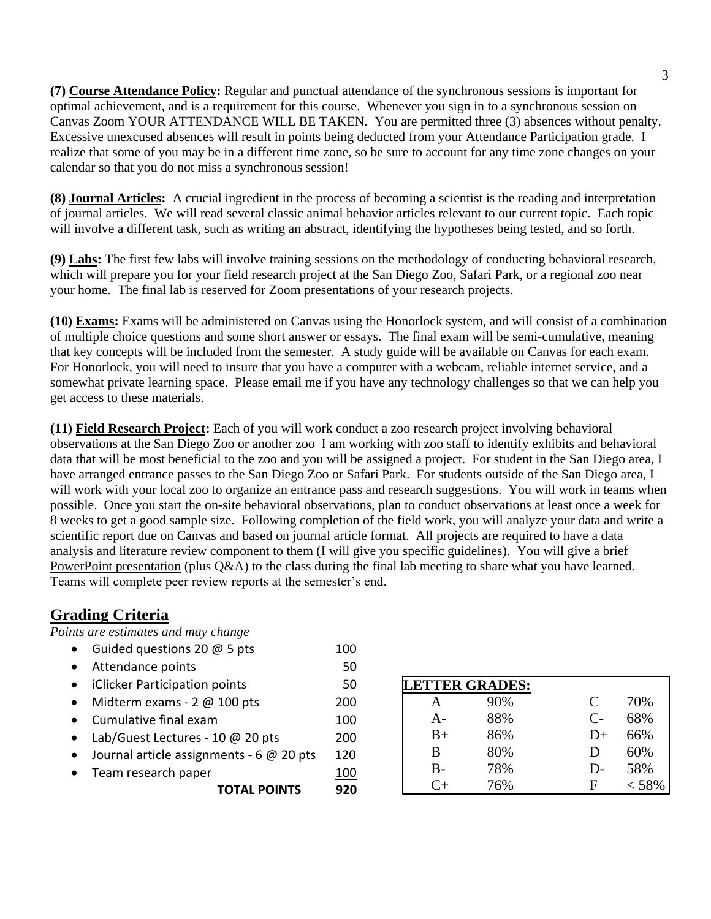**(7) <u>Course Attendance Policy</u>:** Regular and punctual attendance of the synchronous sessions is important for optimal achievement, and is a requirement for this course. Whenever you sign in to a synchronous session on Canvas Zoom YOUR ATTENDANCE WILL BE TAKEN. You are permitted three (3) absences without penalty. Excessive unexcused absences will result in points being deducted from your Attendance Participation grade. I realize that some of you may be in a different time zone, so be sure to account for any time zone changes on your calendar so that you do not miss a synchronous session!

**(8) <u>Journal Articles</u>:** A crucial ingredient in the process of becoming a scientist is the reading and interpretation of journal articles. We will read several classic animal behavior articles relevant to our current topic. Each topic will involve a different task, such as writing an abstract, identifying the hypotheses being tested, and so forth.

**(9) <u>Labs</u>:** The first few labs will involve training sessions on the methodology of conducting behavioral research, which will prepare you for your field research project at the San Diego Zoo, Safari Park, or a regional zoo near your home. The final lab is reserved for Zoom presentations of your research projects.

**(10) <u>Exams</u>:** Exams will be administered on Canvas using the Honorlock system, and will consist of a combination of multiple choice questions and some short answer or essays. The final exam will be semi-cumulative, meaning that key concepts will be included from the semester. A study guide will be available on Canvas for each exam. For Honorlock, you will need to insure that you have a computer with a webcam, reliable internet service, and a somewhat private learning space. Please email me if you have any technology challenges so that we can help you get access to these materials.

**(11) <u>Field Research Project</u>:** Each of you will work conduct a zoo research project involving behavioral observations at the San Diego Zoo or another zoo I am working with zoo staff to identify exhibits and behavioral data that will be most beneficial to the zoo and you will be assigned a project. For student in the San Diego area, I have arranged entrance passes to the San Diego Zoo or Safari Park. For students outside of the San Diego area, I will work with your local zoo to organize an entrance pass and research suggestions. You will work in teams when possible. Once you start the on-site behavioral observations, plan to conduct observations at least once a week for 8 weeks to get a good sample size. Following completion of the field work, you will analyze your data and write a <u>scientific report</u> due on Canvas and based on journal article format. All projects are required to have a data analysis and literature review component to them (I will give you specific guidelines). You will give a brief <u>PowerPoint presentation</u> (plus Q&A) to the class during the final lab meeting to share what you have learned. Teams will complete peer review reports at the semester's end.

## Grading Criteria

*Points are estimates and may change*

- Guided questions 20 @ 5 pts — 100
- Attendance points — 50
- iClicker Participation points — 50
- Midterm exams - 2 @ 100 pts — 200
- Cumulative final exam — 100
- Lab/Guest Lectures - 10 @ 20 pts — 200
- Journal article assignments - 6 @ 20 pts — 120
- Team research paper — 100

**TOTAL POINTS — 920**

| LETTER GRADES: | | | |
|---|---|---|---|
| A | 90% | C | 70% |
| A- | 88% | C- | 68% |
| B+ | 86% | D+ | 66% |
| B | 80% | D | 60% |
| B- | 78% | D- | 58% |
| C+ | 76% | F | < 58% |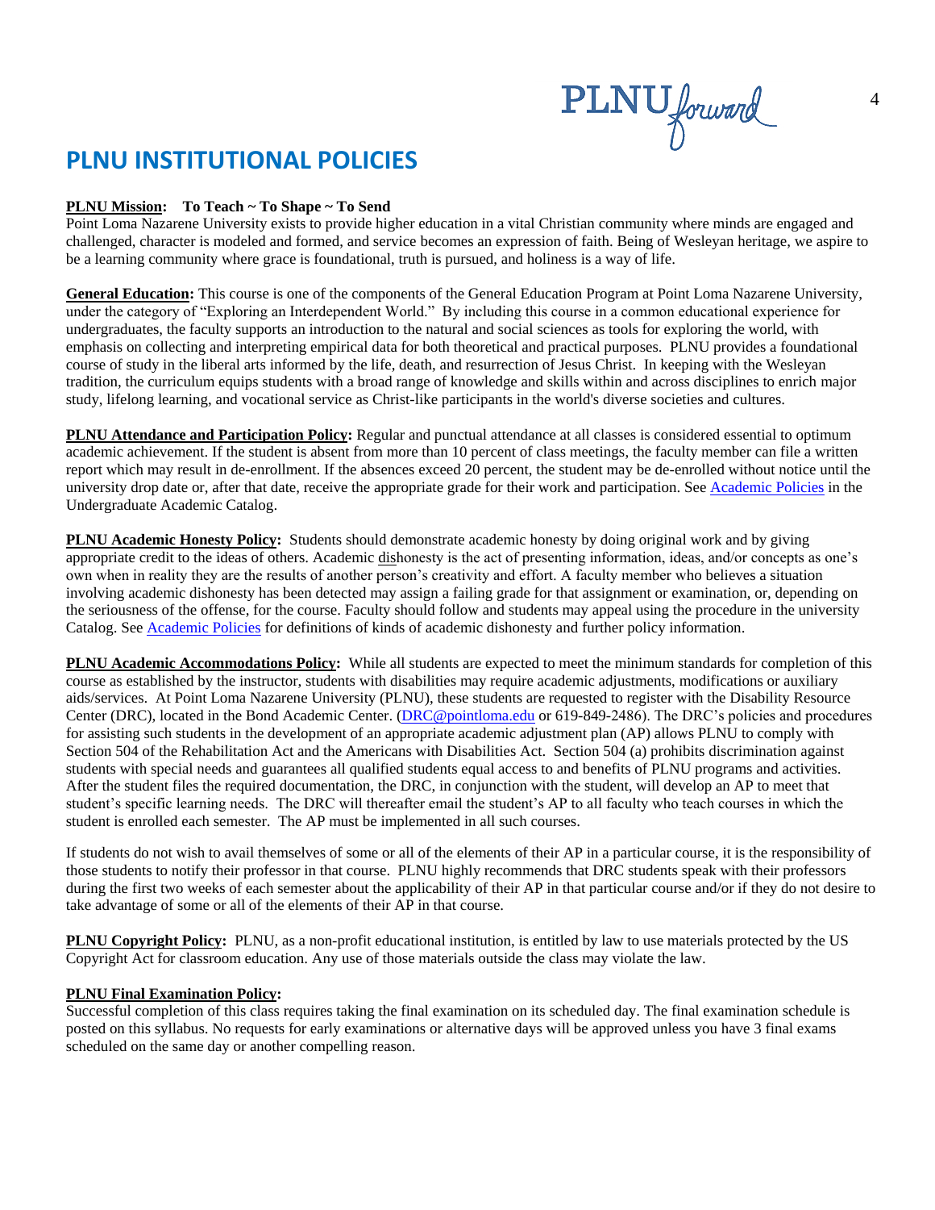# PLNU INSTITUTIONAL POLICIES

**PLNU Mission: To Teach ~ To Shape ~ To Send**
Point Loma Nazarene University exists to provide higher education in a vital Christian community where minds are engaged and challenged, character is modeled and formed, and service becomes an expression of faith. Being of Wesleyan heritage, we aspire to be a learning community where grace is foundational, truth is pursued, and holiness is a way of life.

**General Education:** This course is one of the components of the General Education Program at Point Loma Nazarene University, under the category of "Exploring an Interdependent World." By including this course in a common educational experience for undergraduates, the faculty supports an introduction to the natural and social sciences as tools for exploring the world, with emphasis on collecting and interpreting empirical data for both theoretical and practical purposes. PLNU provides a foundational course of study in the liberal arts informed by the life, death, and resurrection of Jesus Christ. In keeping with the Wesleyan tradition, the curriculum equips students with a broad range of knowledge and skills within and across disciplines to enrich major study, lifelong learning, and vocational service as Christ-like participants in the world's diverse societies and cultures.

**PLNU Attendance and Participation Policy:** Regular and punctual attendance at all classes is considered essential to optimum academic achievement. If the student is absent from more than 10 percent of class meetings, the faculty member can file a written report which may result in de-enrollment. If the absences exceed 20 percent, the student may be de-enrolled without notice until the university drop date or, after that date, receive the appropriate grade for their work and participation. See Academic Policies in the Undergraduate Academic Catalog.

**PLNU Academic Honesty Policy:** Students should demonstrate academic honesty by doing original work and by giving appropriate credit to the ideas of others. Academic dishonesty is the act of presenting information, ideas, and/or concepts as one's own when in reality they are the results of another person's creativity and effort. A faculty member who believes a situation involving academic dishonesty has been detected may assign a failing grade for that assignment or examination, or, depending on the seriousness of the offense, for the course. Faculty should follow and students may appeal using the procedure in the university Catalog. See Academic Policies for definitions of kinds of academic dishonesty and further policy information.

**PLNU Academic Accommodations Policy:** While all students are expected to meet the minimum standards for completion of this course as established by the instructor, students with disabilities may require academic adjustments, modifications or auxiliary aids/services. At Point Loma Nazarene University (PLNU), these students are requested to register with the Disability Resource Center (DRC), located in the Bond Academic Center. (DRC@pointloma.edu or 619-849-2486). The DRC's policies and procedures for assisting such students in the development of an appropriate academic adjustment plan (AP) allows PLNU to comply with Section 504 of the Rehabilitation Act and the Americans with Disabilities Act. Section 504 (a) prohibits discrimination against students with special needs and guarantees all qualified students equal access to and benefits of PLNU programs and activities. After the student files the required documentation, the DRC, in conjunction with the student, will develop an AP to meet that student's specific learning needs. The DRC will thereafter email the student's AP to all faculty who teach courses in which the student is enrolled each semester. The AP must be implemented in all such courses.

If students do not wish to avail themselves of some or all of the elements of their AP in a particular course, it is the responsibility of those students to notify their professor in that course. PLNU highly recommends that DRC students speak with their professors during the first two weeks of each semester about the applicability of their AP in that particular course and/or if they do not desire to take advantage of some or all of the elements of their AP in that course.

**PLNU Copyright Policy:** PLNU, as a non-profit educational institution, is entitled by law to use materials protected by the US Copyright Act for classroom education. Any use of those materials outside the class may violate the law.

**PLNU Final Examination Policy:**
Successful completion of this class requires taking the final examination on its scheduled day. The final examination schedule is posted on this syllabus. No requests for early examinations or alternative days will be approved unless you have 3 final exams scheduled on the same day or another compelling reason.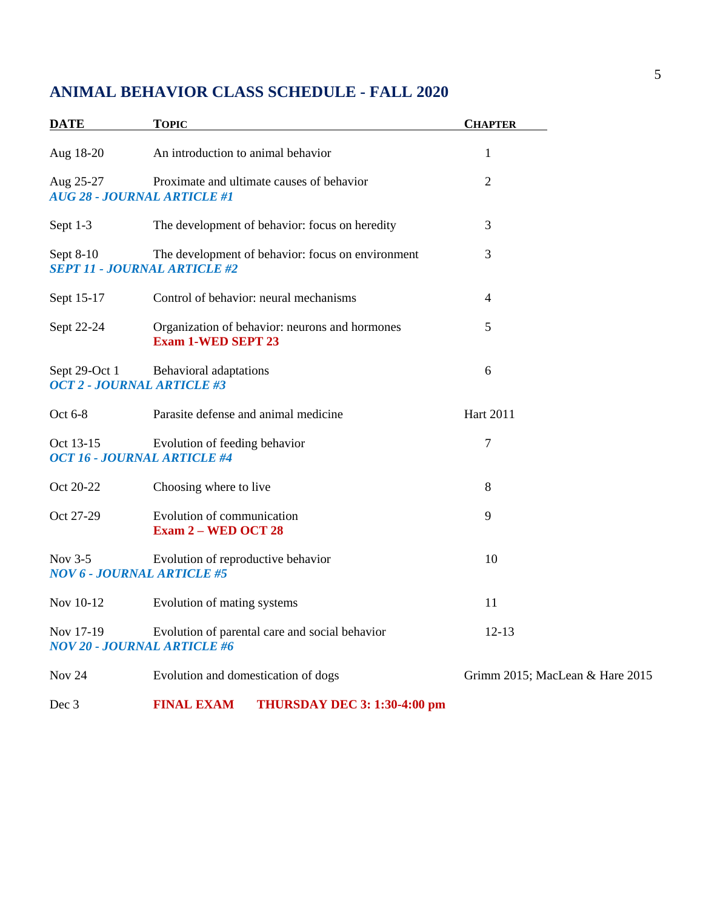## ANIMAL BEHAVIOR CLASS SCHEDULE - FALL 2020

| DATE | TOPIC | CHAPTER |
|---|---|---|
| Aug 18-20 | An introduction to animal behavior | 1 |
| Aug 25-27 | Proximate and ultimate causes of behavior | 2 |
| ***AUG 28 - JOURNAL ARTICLE #1*** | | |
| Sept 1-3 | The development of behavior: focus on heredity | 3 |
| Sept 8-10 | The development of behavior: focus on environment | 3 |
| ***SEPT 11 - JOURNAL ARTICLE #2*** | | |
| Sept 15-17 | Control of behavior: neural mechanisms | 4 |
| Sept 22-24 | Organization of behavior: neurons and hormones<br>**Exam 1-WED SEPT 23** | 5 |
| Sept 29-Oct 1 | Behavioral adaptations | 6 |
| ***OCT 2 - JOURNAL ARTICLE #3*** | | |
| Oct 6-8 | Parasite defense and animal medicine | Hart 2011 |
| Oct 13-15 | Evolution of feeding behavior | 7 |
| ***OCT 16 - JOURNAL ARTICLE #4*** | | |
| Oct 20-22 | Choosing where to live | 8 |
| Oct 27-29 | Evolution of communication<br>**Exam 2 – WED OCT 28** | 9 |
| Nov 3-5 | Evolution of reproductive behavior | 10 |
| ***NOV 6 - JOURNAL ARTICLE #5*** | | |
| Nov 10-12 | Evolution of mating systems | 11 |
| Nov 17-19 | Evolution of parental care and social behavior | 12-13 |
| ***NOV 20 - JOURNAL ARTICLE #6*** | | |
| Nov 24 | Evolution and domestication of dogs | Grimm 2015; MacLean & Hare 2015 |
| Dec 3 | **FINAL EXAM THURSDAY DEC 3: 1:30-4:00 pm** | |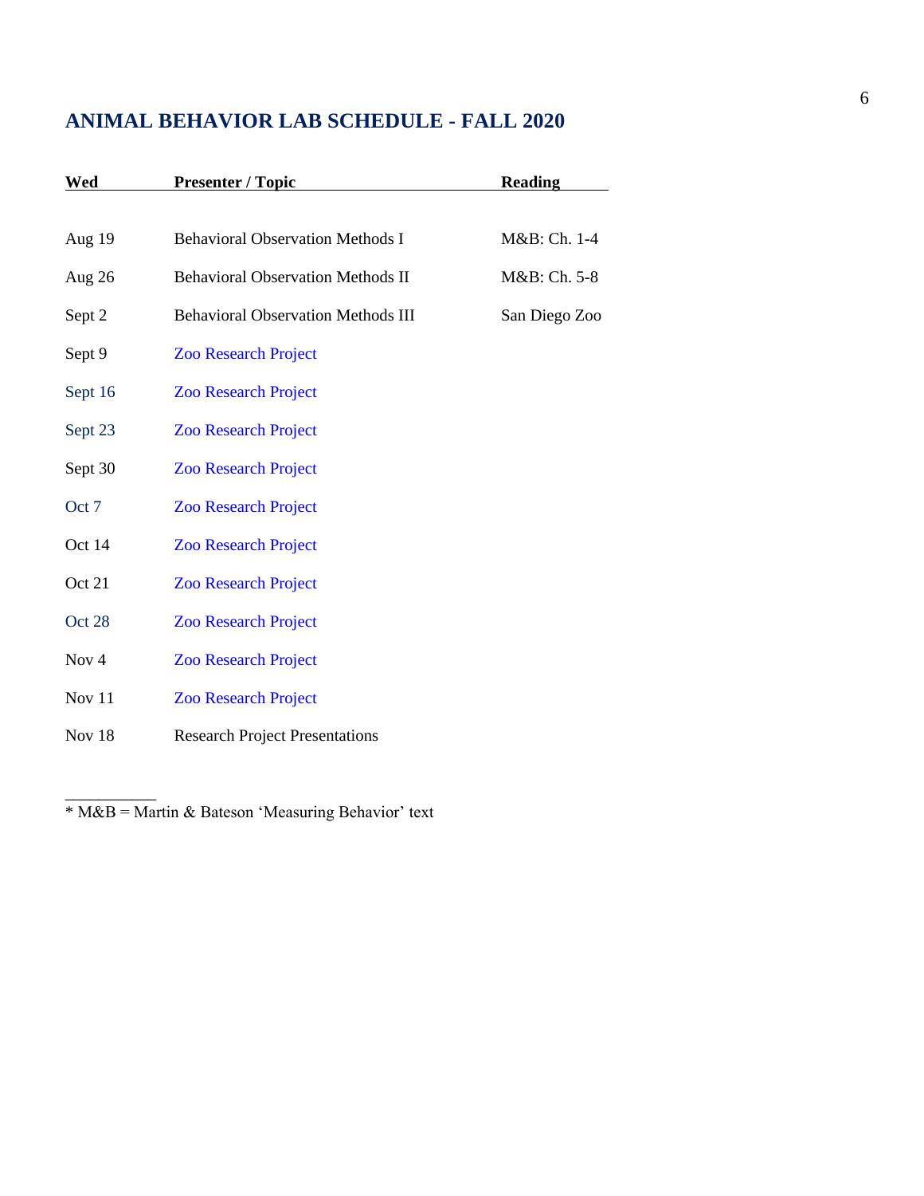## ANIMAL BEHAVIOR LAB SCHEDULE - FALL 2020

| Wed | Presenter / Topic | Reading |
|---|---|---|
| Aug 19 | Behavioral Observation Methods I | M&B: Ch. 1-4 |
| Aug 26 | Behavioral Observation Methods II | M&B: Ch. 5-8 |
| Sept 2 | Behavioral Observation Methods III | San Diego Zoo |
| Sept 9 | Zoo Research Project | |
| Sept 16 | Zoo Research Project | |
| Sept 23 | Zoo Research Project | |
| Sept 30 | Zoo Research Project | |
| Oct 7 | Zoo Research Project | |
| Oct 14 | Zoo Research Project | |
| Oct 21 | Zoo Research Project | |
| Oct 28 | Zoo Research Project | |
| Nov 4 | Zoo Research Project | |
| Nov 11 | Zoo Research Project | |
| Nov 18 | Research Project Presentations | |

___________

* M&B = Martin & Bateson 'Measuring Behavior' text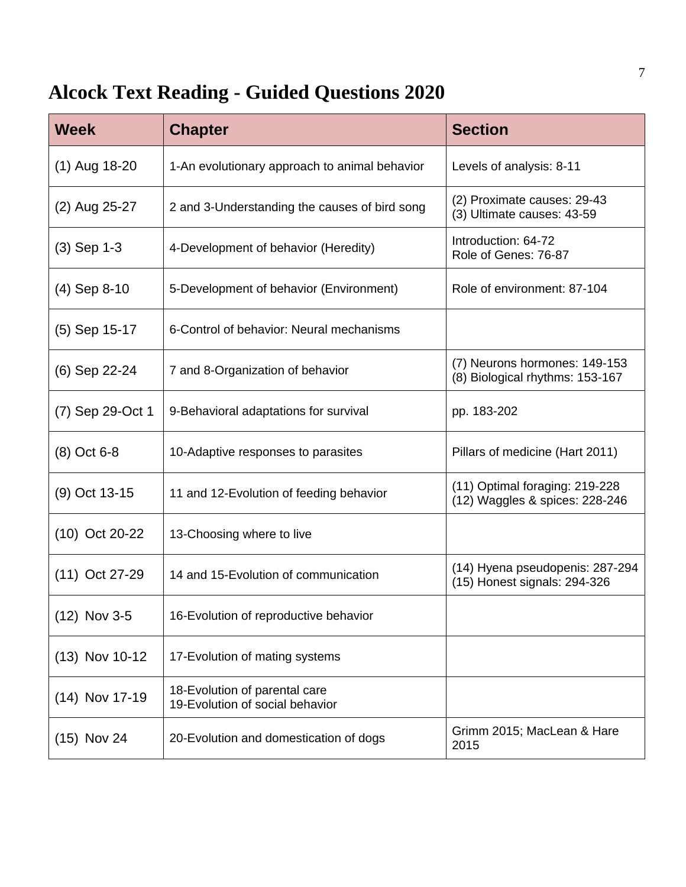# Alcock Text Reading - Guided Questions 2020

| Week | Chapter | Section |
| --- | --- | --- |
| (1) Aug 18-20 | 1-An evolutionary approach to animal behavior | Levels of analysis: 8-11 |
| (2) Aug 25-27 | 2 and 3-Understanding the causes of bird song | (2) Proximate causes: 29-43<br>(3) Ultimate causes: 43-59 |
| (3) Sep 1-3 | 4-Development of behavior (Heredity) | Introduction: 64-72<br>Role of Genes: 76-87 |
| (4) Sep 8-10 | 5-Development of behavior (Environment) | Role of environment: 87-104 |
| (5) Sep 15-17 | 6-Control of behavior: Neural mechanisms | |
| (6) Sep 22-24 | 7 and 8-Organization of behavior | (7) Neurons hormones: 149-153<br>(8) Biological rhythms: 153-167 |
| (7) Sep 29-Oct 1 | 9-Behavioral adaptations for survival | pp. 183-202 |
| (8) Oct 6-8 | 10-Adaptive responses to parasites | Pillars of medicine (Hart 2011) |
| (9) Oct 13-15 | 11 and 12-Evolution of feeding behavior | (11) Optimal foraging: 219-228<br>(12) Waggles & spices: 228-246 |
| (10) Oct 20-22 | 13-Choosing where to live | |
| (11) Oct 27-29 | 14 and 15-Evolution of communication | (14) Hyena pseudopenis: 287-294<br>(15) Honest signals: 294-326 |
| (12) Nov 3-5 | 16-Evolution of reproductive behavior | |
| (13) Nov 10-12 | 17-Evolution of mating systems | |
| (14) Nov 17-19 | 18-Evolution of parental care<br>19-Evolution of social behavior | |
| (15) Nov 24 | 20-Evolution and domestication of dogs | Grimm 2015; MacLean & Hare 2015 |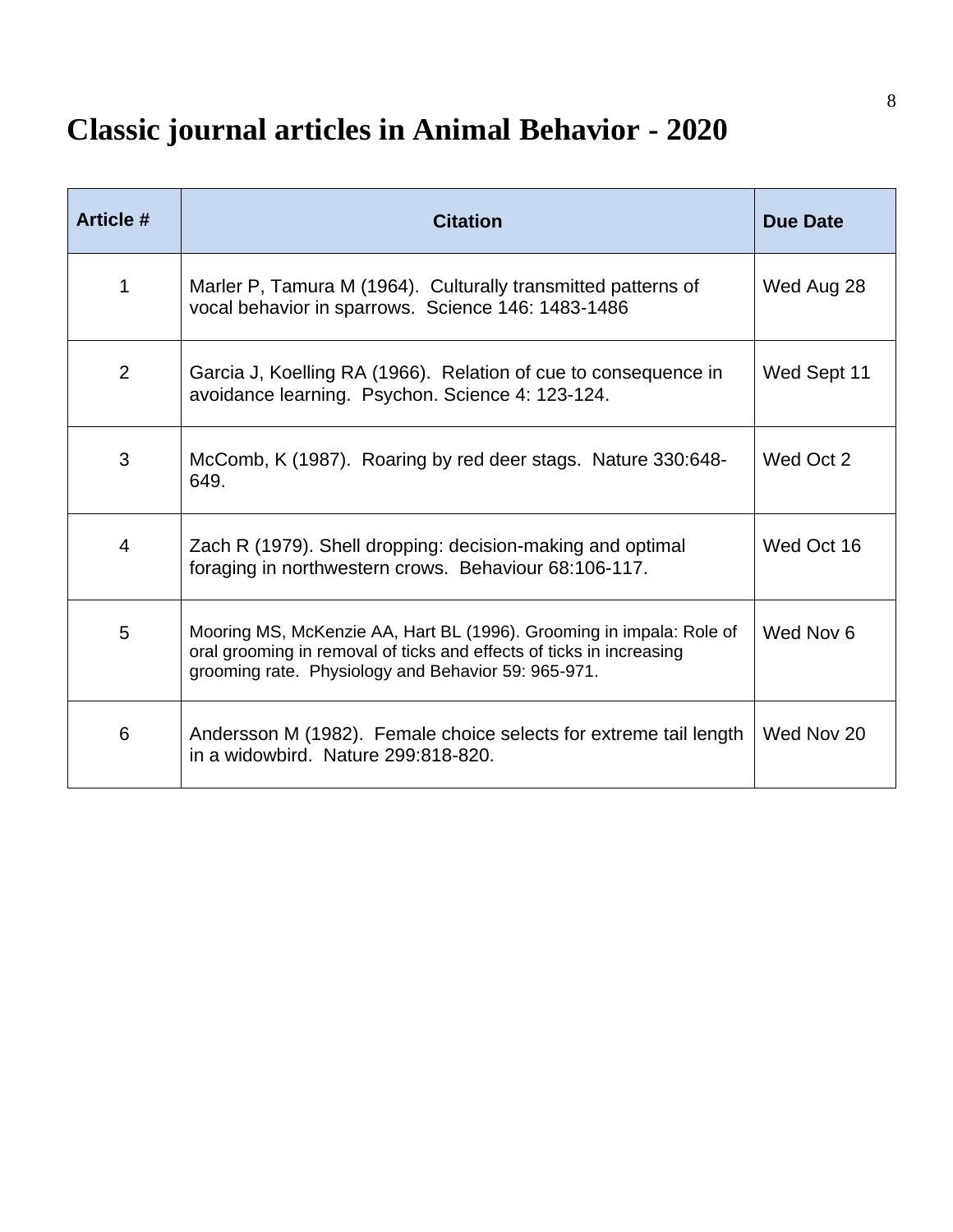# Classic journal articles in Animal Behavior - 2020

| Article # | Citation | Due Date |
|---|---|---|
| 1 | Marler P, Tamura M (1964). Culturally transmitted patterns of vocal behavior in sparrows. Science 146: 1483-1486 | Wed Aug 28 |
| 2 | Garcia J, Koelling RA (1966). Relation of cue to consequence in avoidance learning. Psychon. Science 4: 123-124. | Wed Sept 11 |
| 3 | McComb, K (1987). Roaring by red deer stags. Nature 330:648-649. | Wed Oct 2 |
| 4 | Zach R (1979). Shell dropping: decision-making and optimal foraging in northwestern crows. Behaviour 68:106-117. | Wed Oct 16 |
| 5 | Mooring MS, McKenzie AA, Hart BL (1996). Grooming in impala: Role of oral grooming in removal of ticks and effects of ticks in increasing grooming rate. Physiology and Behavior 59: 965-971. | Wed Nov 6 |
| 6 | Andersson M (1982). Female choice selects for extreme tail length in a widowbird. Nature 299:818-820. | Wed Nov 20 |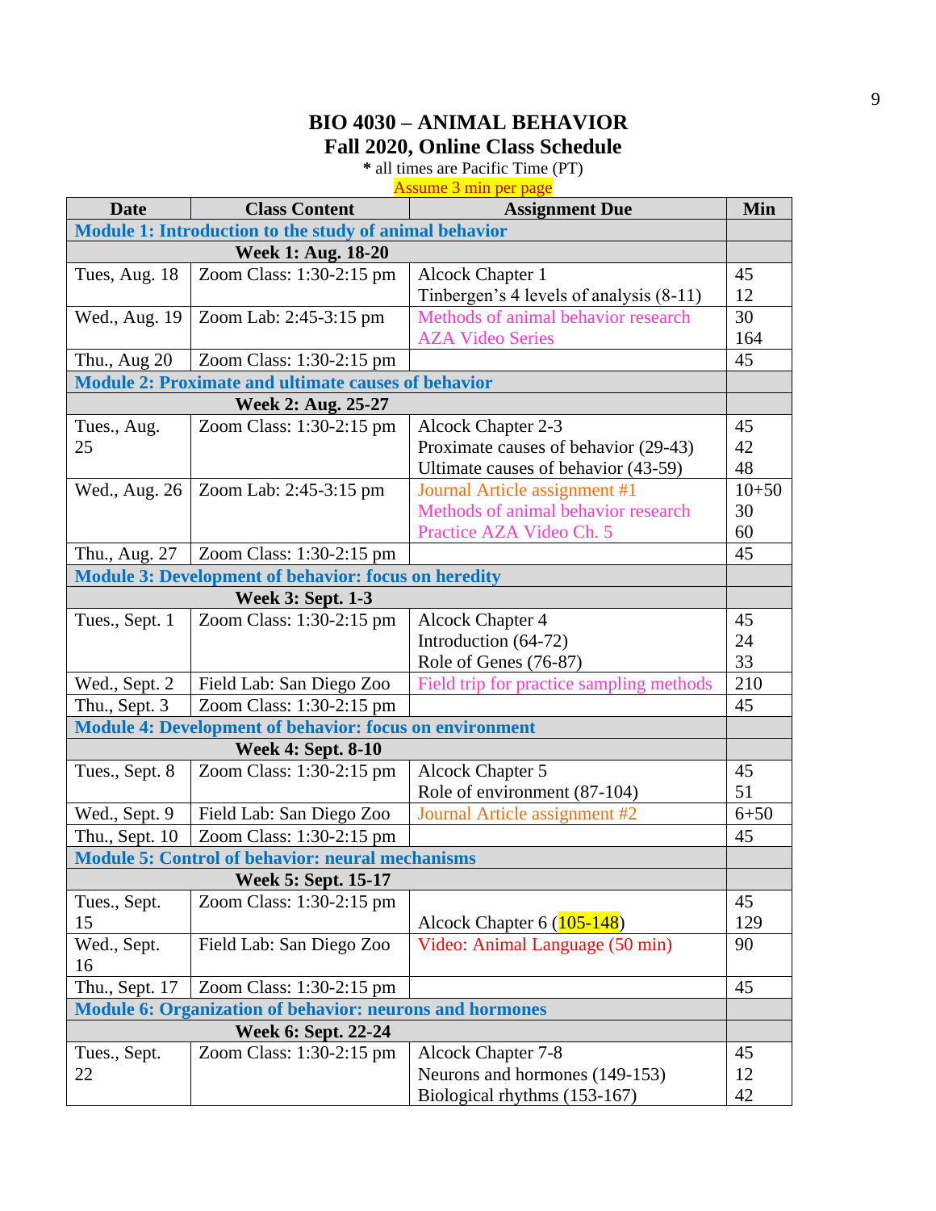# BIO 4030 – ANIMAL BEHAVIOR

## Fall 2020, Online Class Schedule

**\*** all times are Pacific Time (PT)

Assume 3 min per page

| Date | Class Content | Assignment Due | Min |
|---|---|---|---|
| **Module 1: Introduction to the study of animal behavior** | | | |
| **Week 1: Aug. 18-20** | | | |
| Tues, Aug. 18 | Zoom Class: 1:30-2:15 pm | Alcock Chapter 1<br>Tinbergen's 4 levels of analysis (8-11) | 45<br>12 |
| Wed., Aug. 19 | Zoom Lab: 2:45-3:15 pm | Methods of animal behavior research<br>AZA Video Series | 30<br>164 |
| Thu., Aug 20 | Zoom Class: 1:30-2:15 pm | | 45 |
| **Module 2: Proximate and ultimate causes of behavior** | | | |
| **Week 2: Aug. 25-27** | | | |
| Tues., Aug. 25 | Zoom Class: 1:30-2:15 pm | Alcock Chapter 2-3<br>Proximate causes of behavior (29-43)<br>Ultimate causes of behavior (43-59) | 45<br>42<br>48 |
| Wed., Aug. 26 | Zoom Lab: 2:45-3:15 pm | Journal Article assignment #1<br>Methods of animal behavior research<br>Practice AZA Video Ch. 5 | 10+50<br>30<br>60 |
| Thu., Aug. 27 | Zoom Class: 1:30-2:15 pm | | 45 |
| **Module 3: Development of behavior: focus on heredity** | | | |
| **Week 3: Sept. 1-3** | | | |
| Tues., Sept. 1 | Zoom Class: 1:30-2:15 pm | Alcock Chapter 4<br>Introduction (64-72)<br>Role of Genes (76-87) | 45<br>24<br>33 |
| Wed., Sept. 2 | Field Lab: San Diego Zoo | Field trip for practice sampling methods | 210 |
| Thu., Sept. 3 | Zoom Class: 1:30-2:15 pm | | 45 |
| **Module 4: Development of behavior: focus on environment** | | | |
| **Week 4: Sept. 8-10** | | | |
| Tues., Sept. 8 | Zoom Class: 1:30-2:15 pm | Alcock Chapter 5<br>Role of environment (87-104) | 45<br>51 |
| Wed., Sept. 9 | Field Lab: San Diego Zoo | Journal Article assignment #2 | 6+50 |
| Thu., Sept. 10 | Zoom Class: 1:30-2:15 pm | | 45 |
| **Module 5: Control of behavior: neural mechanisms** | | | |
| **Week 5: Sept. 15-17** | | | |
| Tues., Sept. 15 | Zoom Class: 1:30-2:15 pm | Alcock Chapter 6 (105-148) | 45<br>129 |
| Wed., Sept. 16 | Field Lab: San Diego Zoo | Video: Animal Language (50 min) | 90 |
| Thu., Sept. 17 | Zoom Class: 1:30-2:15 pm | | 45 |
| **Module 6: Organization of behavior: neurons and hormones** | | | |
| **Week 6: Sept. 22-24** | | | |
| Tues., Sept. 22 | Zoom Class: 1:30-2:15 pm | Alcock Chapter 7-8<br>Neurons and hormones (149-153)<br>Biological rhythms (153-167) | 45<br>12<br>42 |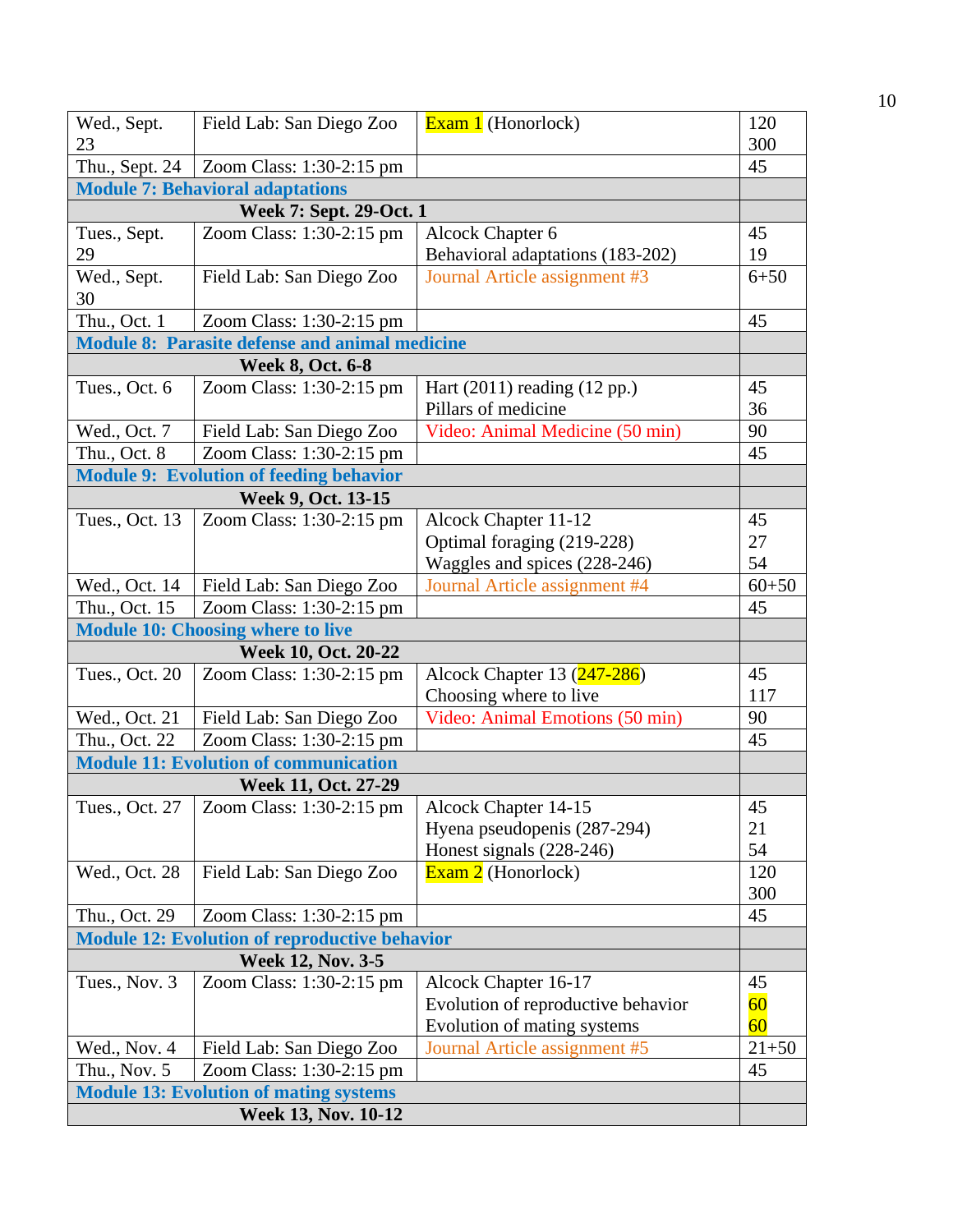| | | | |
|---|---|---|---|
| Wed., Sept. 23 | Field Lab: San Diego Zoo | Exam 1 (Honorlock) | 120<br>300 |
| Thu., Sept. 24 | Zoom Class: 1:30-2:15 pm | | 45 |
| **Module 7: Behavioral adaptations** | | | |
| **Week 7: Sept. 29-Oct. 1** | | | |
| Tues., Sept. 29 | Zoom Class: 1:30-2:15 pm | Alcock Chapter 6<br>Behavioral adaptations (183-202) | 45<br>19 |
| Wed., Sept. 30 | Field Lab: San Diego Zoo | Journal Article assignment #3 | 6+50 |
| Thu., Oct. 1 | Zoom Class: 1:30-2:15 pm | | 45 |
| **Module 8: Parasite defense and animal medicine** | | | |
| **Week 8, Oct. 6-8** | | | |
| Tues., Oct. 6 | Zoom Class: 1:30-2:15 pm | Hart (2011) reading (12 pp.)<br>Pillars of medicine | 45<br>36 |
| Wed., Oct. 7 | Field Lab: San Diego Zoo | Video: Animal Medicine (50 min) | 90 |
| Thu., Oct. 8 | Zoom Class: 1:30-2:15 pm | | 45 |
| **Module 9: Evolution of feeding behavior** | | | |
| **Week 9, Oct. 13-15** | | | |
| Tues., Oct. 13 | Zoom Class: 1:30-2:15 pm | Alcock Chapter 11-12<br>Optimal foraging (219-228)<br>Waggles and spices (228-246) | 45<br>27<br>54 |
| Wed., Oct. 14 | Field Lab: San Diego Zoo | Journal Article assignment #4 | 60+50 |
| Thu., Oct. 15 | Zoom Class: 1:30-2:15 pm | | 45 |
| **Module 10: Choosing where to live** | | | |
| **Week 10, Oct. 20-22** | | | |
| Tues., Oct. 20 | Zoom Class: 1:30-2:15 pm | Alcock Chapter 13 (247-286)<br>Choosing where to live | 45<br>117 |
| Wed., Oct. 21 | Field Lab: San Diego Zoo | Video: Animal Emotions (50 min) | 90 |
| Thu., Oct. 22 | Zoom Class: 1:30-2:15 pm | | 45 |
| **Module 11: Evolution of communication** | | | |
| **Week 11, Oct. 27-29** | | | |
| Tues., Oct. 27 | Zoom Class: 1:30-2:15 pm | Alcock Chapter 14-15<br>Hyena pseudopenis (287-294)<br>Honest signals (228-246) | 45<br>21<br>54 |
| Wed., Oct. 28 | Field Lab: San Diego Zoo | Exam 2 (Honorlock) | 120<br>300 |
| Thu., Oct. 29 | Zoom Class: 1:30-2:15 pm | | 45 |
| **Module 12: Evolution of reproductive behavior** | | | |
| **Week 12, Nov. 3-5** | | | |
| Tues., Nov. 3 | Zoom Class: 1:30-2:15 pm | Alcock Chapter 16-17<br>Evolution of reproductive behavior<br>Evolution of mating systems | 45<br>60<br>60 |
| Wed., Nov. 4 | Field Lab: San Diego Zoo | Journal Article assignment #5 | 21+50 |
| Thu., Nov. 5 | Zoom Class: 1:30-2:15 pm | | 45 |
| **Module 13: Evolution of mating systems** | | | |
| **Week 13, Nov. 10-12** | | | |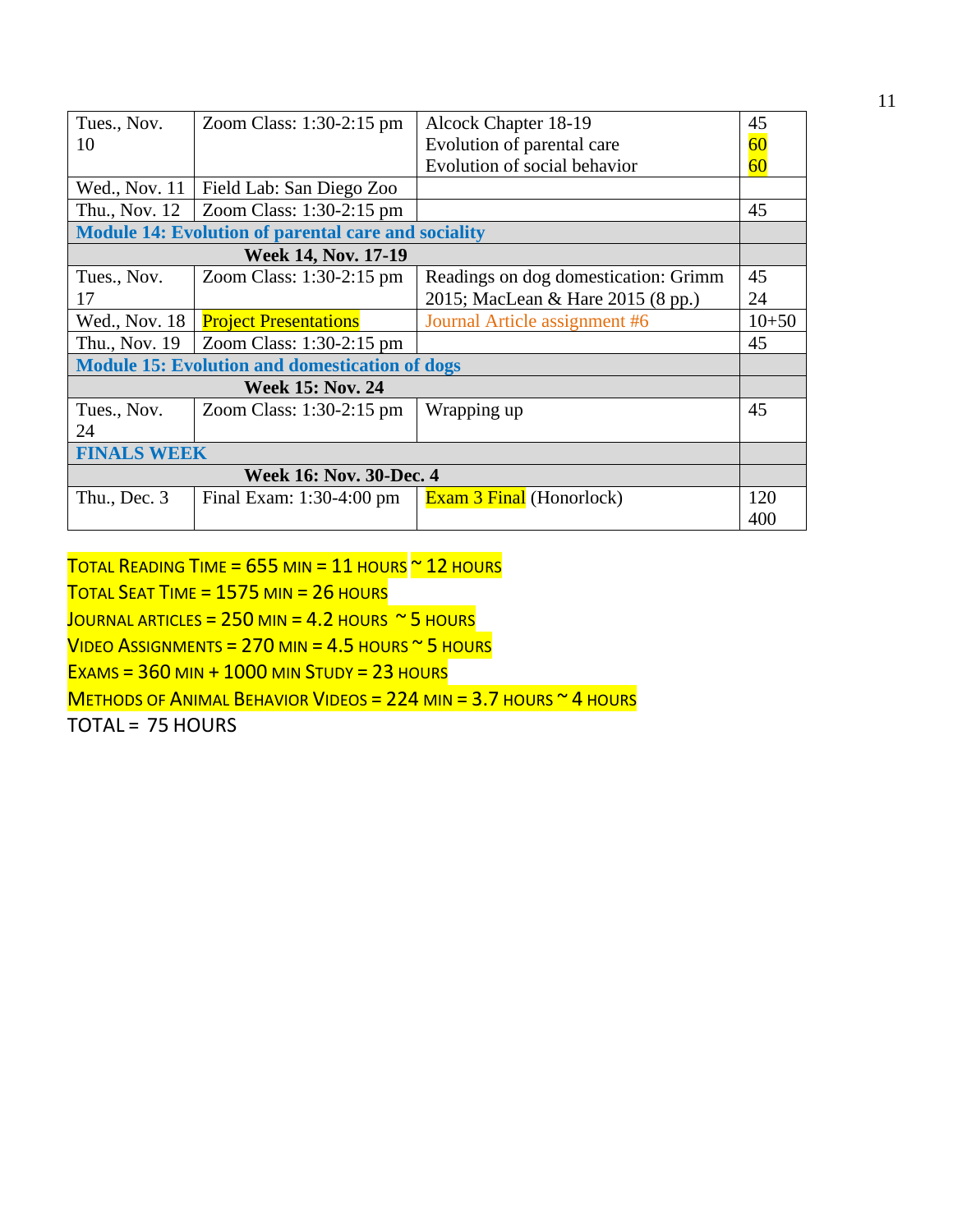| | | | |
|---|---|---|---|
| Tues., Nov. 10 | Zoom Class: 1:30-2:15 pm | Alcock Chapter 18-19<br>Evolution of parental care<br>Evolution of social behavior | 45<br>60<br>60 |
| Wed., Nov. 11 | Field Lab: San Diego Zoo | | |
| Thu., Nov. 12 | Zoom Class: 1:30-2:15 pm | | 45 |
| **Module 14: Evolution of parental care and sociality** | | | |
| **Week 14, Nov. 17-19** | | | |
| Tues., Nov. 17 | Zoom Class: 1:30-2:15 pm | Readings on dog domestication: Grimm 2015; MacLean & Hare 2015 (8 pp.) | 45<br>24 |
| Wed., Nov. 18 | Project Presentations | Journal Article assignment #6 | 10+50 |
| Thu., Nov. 19 | Zoom Class: 1:30-2:15 pm | | 45 |
| **Module 15: Evolution and domestication of dogs** | | | |
| **Week 15: Nov. 24** | | | |
| Tues., Nov. 24 | Zoom Class: 1:30-2:15 pm | Wrapping up | 45 |
| **FINALS WEEK** | | | |
| **Week 16: Nov. 30-Dec. 4** | | | |
| Thu., Dec. 3 | Final Exam: 1:30-4:00 pm | Exam 3 Final (Honorlock) | 120<br>400 |

TOTAL READING TIME = 655 MIN = 11 HOURS ~ 12 HOURS

TOTAL SEAT TIME = 1575 MIN = 26 HOURS

JOURNAL ARTICLES = 250 MIN = 4.2 HOURS ~ 5 HOURS

VIDEO ASSIGNMENTS = 270 MIN = 4.5 HOURS ~ 5 HOURS

EXAMS = 360 MIN + 1000 MIN STUDY = 23 HOURS

METHODS OF ANIMAL BEHAVIOR VIDEOS = 224 MIN = 3.7 HOURS ~ 4 HOURS

TOTAL = 75 HOURS